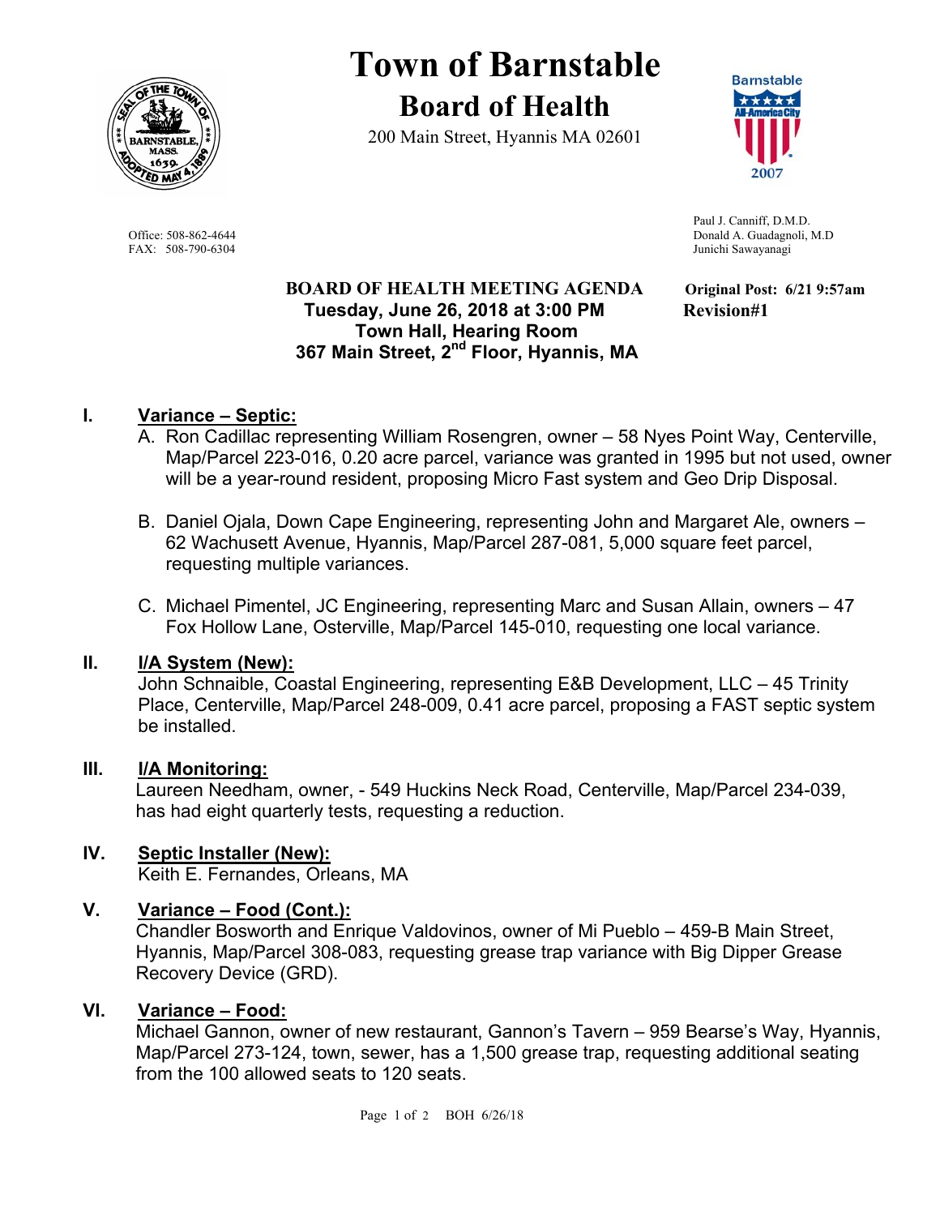# Town of Barnstable

## Board of Health

200 Main Street, Hyannis MA 02601

Office: 508-862-4644
FAX: 508-790-6304

Paul J. Canniff, D.M.D.
Donald A. Guadagnoli, M.D
Junichi Sawayanagi

**BOARD OF HEALTH MEETING AGENDA**
**Tuesday, June 26, 2018 at 3:00 PM**
**Town Hall, Hearing Room**
**367 Main Street, 2nd Floor, Hyannis, MA**

**Original Post: 6/21 9:57am**
**Revision#1**

## I. Variance – Septic:

A. Ron Cadillac representing William Rosengren, owner – 58 Nyes Point Way, Centerville, Map/Parcel 223-016, 0.20 acre parcel, variance was granted in 1995 but not used, owner will be a year-round resident, proposing Micro Fast system and Geo Drip Disposal.

B. Daniel Ojala, Down Cape Engineering, representing John and Margaret Ale, owners – 62 Wachusett Avenue, Hyannis, Map/Parcel 287-081, 5,000 square feet parcel, requesting multiple variances.

C. Michael Pimentel, JC Engineering, representing Marc and Susan Allain, owners – 47 Fox Hollow Lane, Osterville, Map/Parcel 145-010, requesting one local variance.

## II. I/A System (New):

John Schnaible, Coastal Engineering, representing E&B Development, LLC – 45 Trinity Place, Centerville, Map/Parcel 248-009, 0.41 acre parcel, proposing a FAST septic system be installed.

## III. I/A Monitoring:

Laureen Needham, owner, - 549 Huckins Neck Road, Centerville, Map/Parcel 234-039, has had eight quarterly tests, requesting a reduction.

## IV. Septic Installer (New):

Keith E. Fernandes, Orleans, MA

## V. Variance – Food (Cont.):

Chandler Bosworth and Enrique Valdovinos, owner of Mi Pueblo – 459-B Main Street, Hyannis, Map/Parcel 308-083, requesting grease trap variance with Big Dipper Grease Recovery Device (GRD).

## VI. Variance – Food:

Michael Gannon, owner of new restaurant, Gannon's Tavern – 959 Bearse's Way, Hyannis, Map/Parcel 273-124, town, sewer, has a 1,500 grease trap, requesting additional seating from the 100 allowed seats to 120 seats.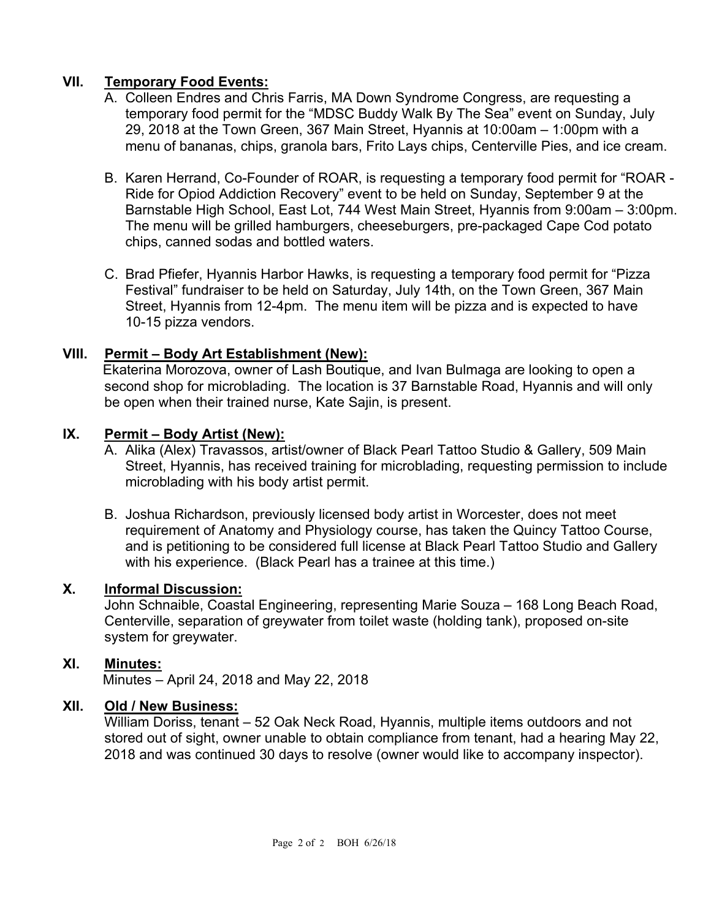## VII. Temporary Food Events:

A. Colleen Endres and Chris Farris, MA Down Syndrome Congress, are requesting a temporary food permit for the "MDSC Buddy Walk By The Sea" event on Sunday, July 29, 2018 at the Town Green, 367 Main Street, Hyannis at 10:00am – 1:00pm with a menu of bananas, chips, granola bars, Frito Lays chips, Centerville Pies, and ice cream.

B. Karen Herrand, Co-Founder of ROAR, is requesting a temporary food permit for "ROAR - Ride for Opiod Addiction Recovery" event to be held on Sunday, September 9 at the Barnstable High School, East Lot, 744 West Main Street, Hyannis from 9:00am – 3:00pm. The menu will be grilled hamburgers, cheeseburgers, pre-packaged Cape Cod potato chips, canned sodas and bottled waters.

C. Brad Pfiefer, Hyannis Harbor Hawks, is requesting a temporary food permit for "Pizza Festival" fundraiser to be held on Saturday, July 14th, on the Town Green, 367 Main Street, Hyannis from 12-4pm. The menu item will be pizza and is expected to have 10-15 pizza vendors.

## VIII. Permit – Body Art Establishment (New):

Ekaterina Morozova, owner of Lash Boutique, and Ivan Bulmaga are looking to open a second shop for microblading. The location is 37 Barnstable Road, Hyannis and will only be open when their trained nurse, Kate Sajin, is present.

## IX. Permit – Body Artist (New):

A. Alika (Alex) Travassos, artist/owner of Black Pearl Tattoo Studio & Gallery, 509 Main Street, Hyannis, has received training for microblading, requesting permission to include microblading with his body artist permit.

B. Joshua Richardson, previously licensed body artist in Worcester, does not meet requirement of Anatomy and Physiology course, has taken the Quincy Tattoo Course, and is petitioning to be considered full license at Black Pearl Tattoo Studio and Gallery with his experience. (Black Pearl has a trainee at this time.)

## X. Informal Discussion:

John Schnaible, Coastal Engineering, representing Marie Souza – 168 Long Beach Road, Centerville, separation of greywater from toilet waste (holding tank), proposed on-site system for greywater.

## XI. Minutes:

Minutes – April 24, 2018 and May 22, 2018

## XII. Old / New Business:

William Doriss, tenant – 52 Oak Neck Road, Hyannis, multiple items outdoors and not stored out of sight, owner unable to obtain compliance from tenant, had a hearing May 22, 2018 and was continued 30 days to resolve (owner would like to accompany inspector).